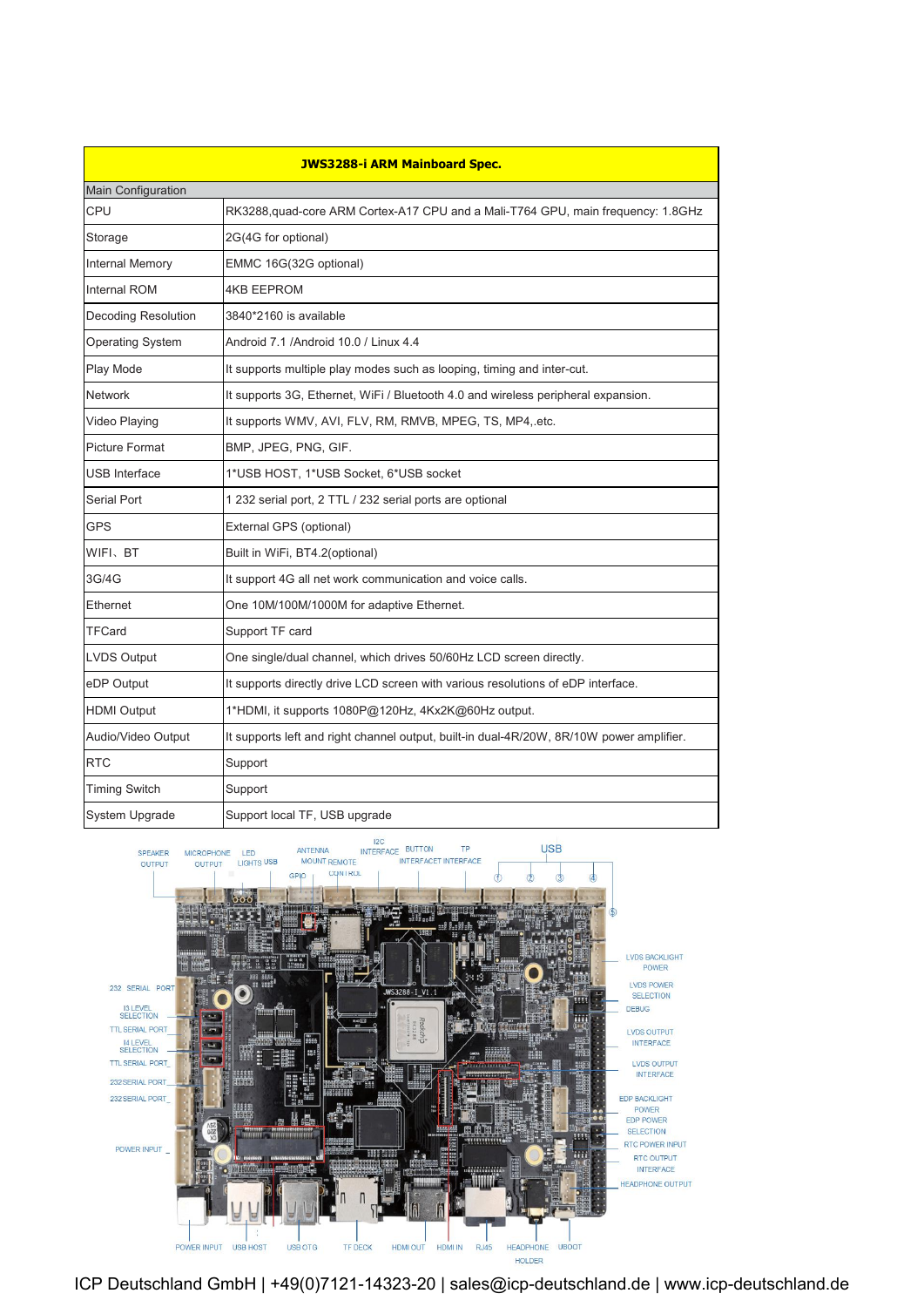| JWS3288-i ARM Mainboard Spec. | |
|---|---|
| Main Configuration | |
| CPU | RK3288,quad-core ARM Cortex-A17 CPU and a Mali-T764 GPU, main frequency: 1.8GHz |
| Storage | 2G(4G for optional) |
| Internal Memory | EMMC 16G(32G optional) |
| Internal ROM | 4KB EEPROM |
| Decoding Resolution | 3840*2160 is available |
| Operating System | Android 7.1 /Android 10.0 / Linux 4.4 |
| Play Mode | It supports multiple play modes such as looping, timing and inter-cut. |
| Network | It supports 3G, Ethernet, WiFi / Bluetooth 4.0 and wireless peripheral expansion. |
| Video Playing | It supports WMV, AVI, FLV, RM, RMVB, MPEG, TS, MP4,.etc. |
| Picture Format | BMP, JPEG, PNG, GIF. |
| USB Interface | 1*USB HOST, 1*USB Socket, 6*USB socket |
| Serial Port | 1 232 serial port, 2 TTL / 232 serial ports are optional |
| GPS | External GPS (optional) |
| WIFI、BT | Built in WiFi, BT4.2(optional) |
| 3G/4G | It support 4G all net work communication and voice calls. |
| Ethernet | One 10M/100M/1000M for adaptive Ethernet. |
| TFCard | Support TF card |
| LVDS Output | One single/dual channel, which drives 50/60Hz LCD screen directly. |
| eDP Output | It supports directly drive LCD screen with various resolutions of eDP interface. |
| HDMI Output | 1*HDMI, it supports 1080P@120Hz, 4Kx2K@60Hz output. |
| Audio/Video Output | It supports left and right channel output, built-in dual-4R/20W, 8R/10W power amplifier. |
| RTC | Support |
| Timing Switch | Support |
| System Upgrade | Support local TF, USB upgrade |

ICP Deutschland GmbH | +49(0)7121-14323-20 | sales@icp-deutschland.de | www.icp-deutschland.de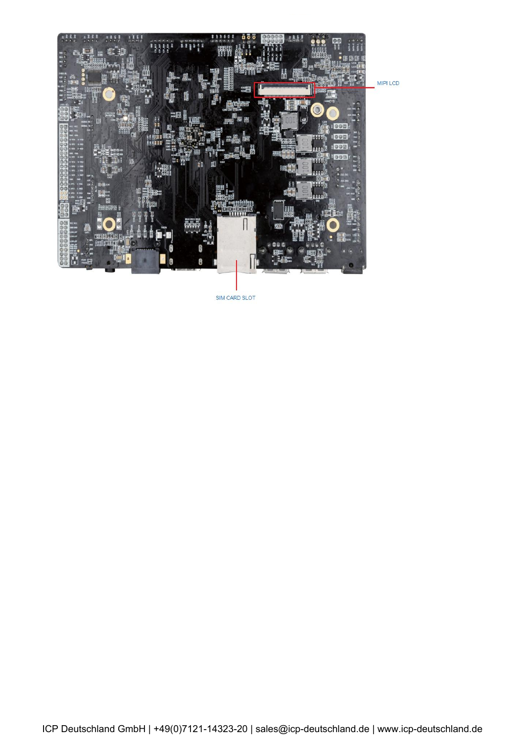MIPI LCD

SIM CARD SLOT